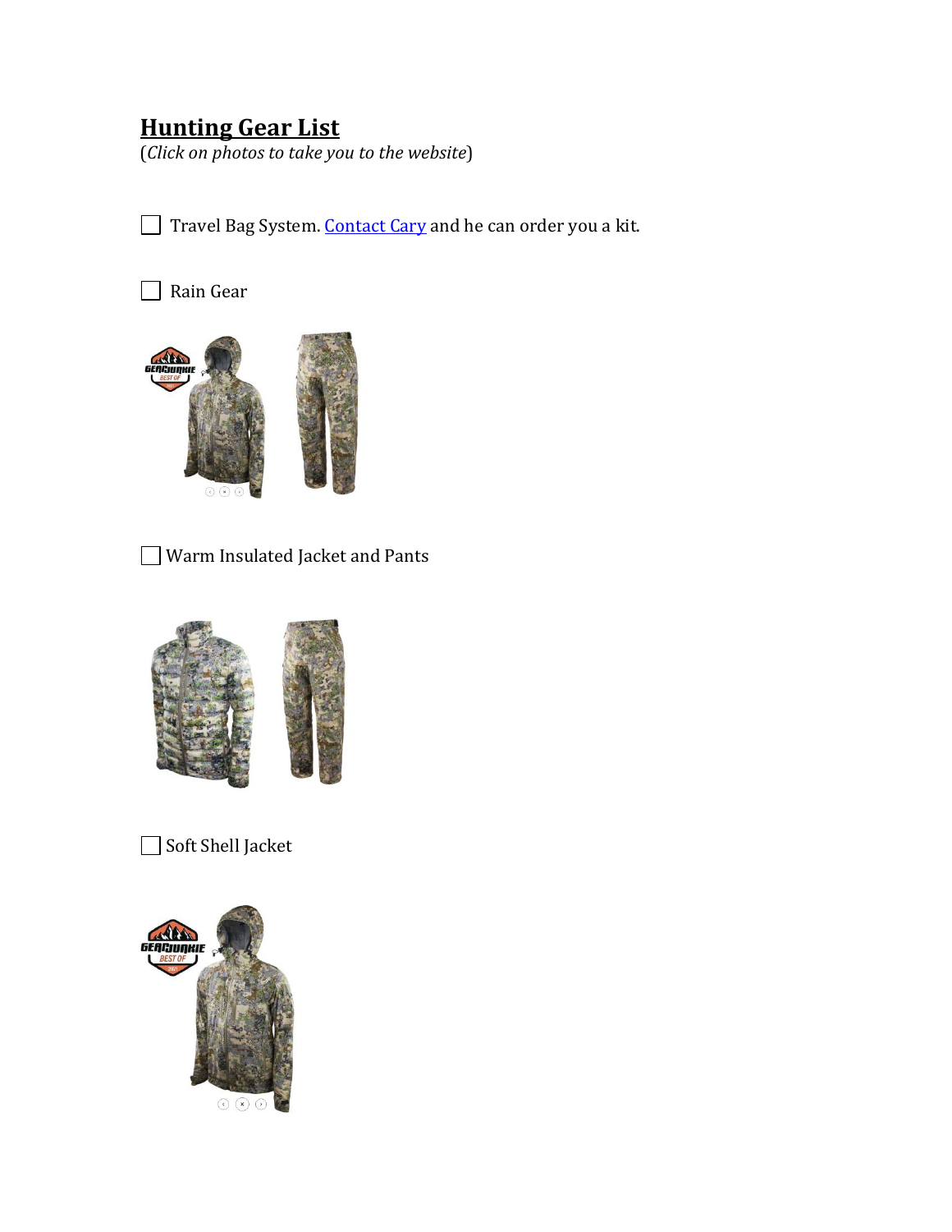# **Hunting Gear List**

(*Click on photos to take you to the website*)

- [ ] Travel Bag System. Contact Cary and he can order you a kit.

- [ ] Rain Gear

- [ ] Warm Insulated Jacket and Pants

- [ ] Soft Shell Jacket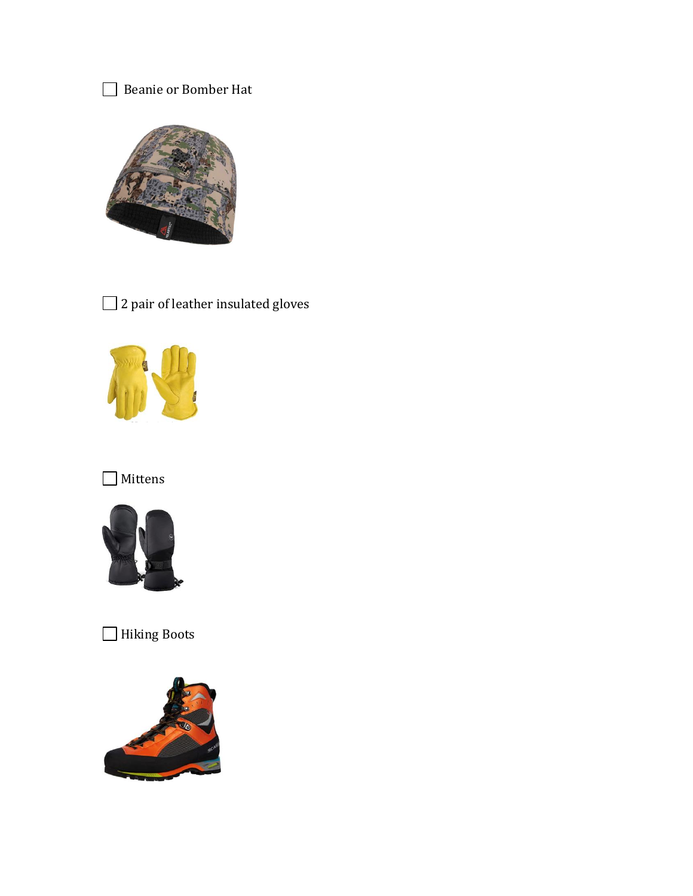- [ ] Beanie or Bomber Hat

- [ ] 2 pair of leather insulated gloves

- [ ] Mittens

- [ ] Hiking Boots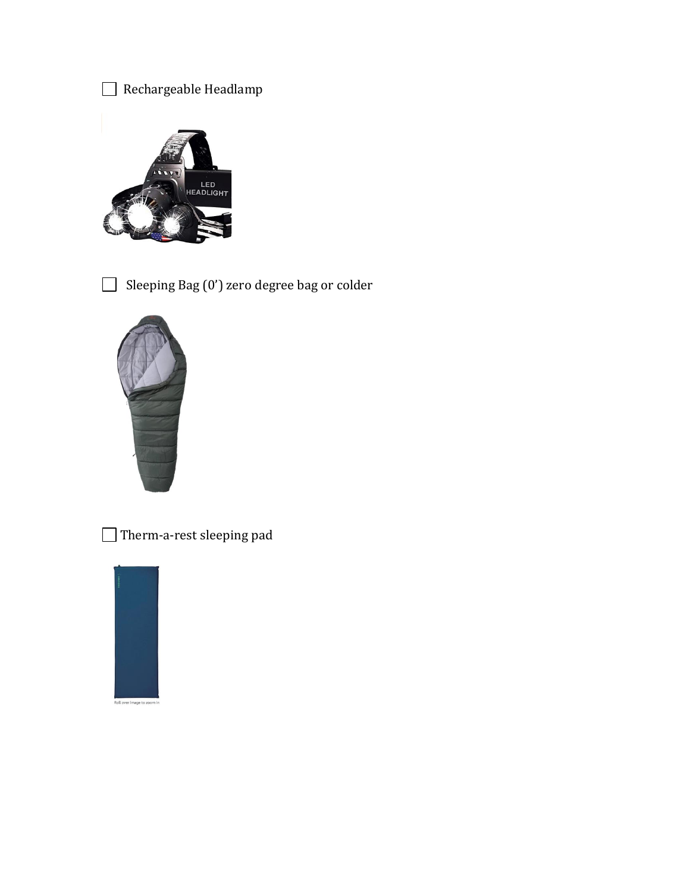- [ ] Rechargeable Headlamp

- [ ] Sleeping Bag (0') zero degree bag or colder

- [ ] Therm-a-rest sleeping pad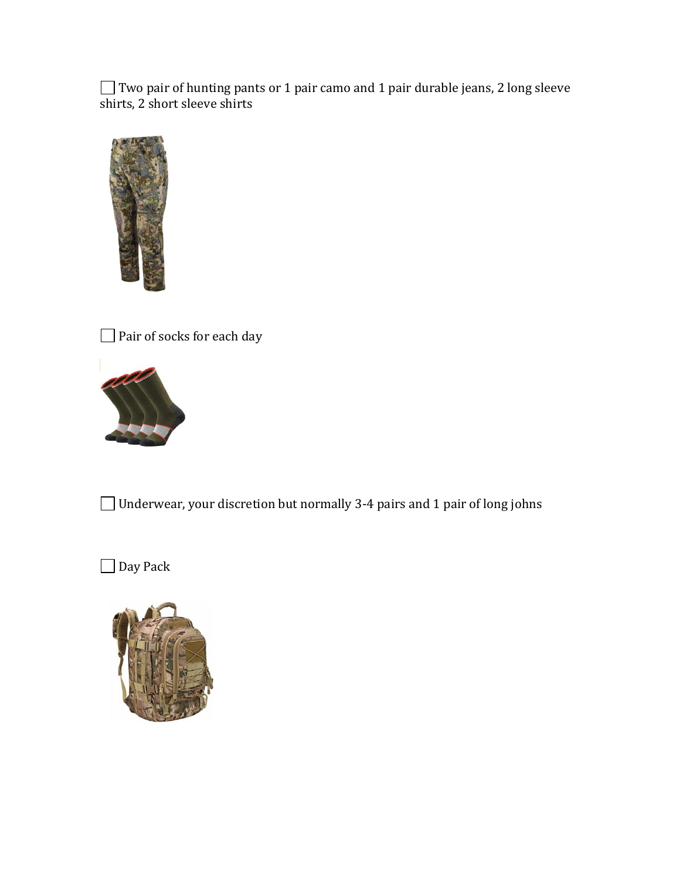- [ ] Two pair of hunting pants or 1 pair camo and 1 pair durable jeans, 2 long sleeve shirts, 2 short sleeve shirts

- [ ] Pair of socks for each day

- [ ] Underwear, your discretion but normally 3-4 pairs and 1 pair of long johns

- [ ] Day Pack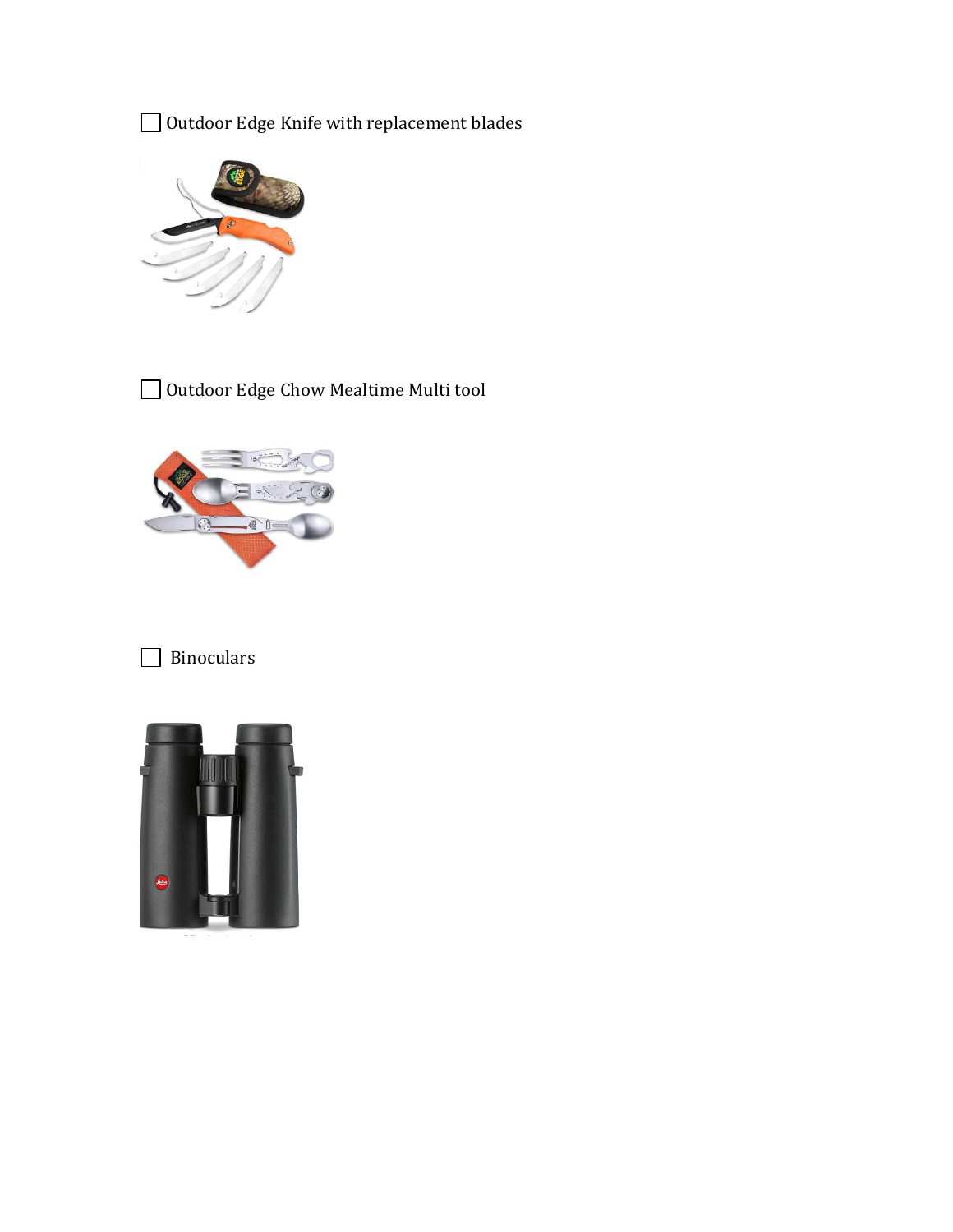- [ ] Outdoor Edge Knife with replacement blades

- [ ] Outdoor Edge Chow Mealtime Multi tool

- [ ] Binoculars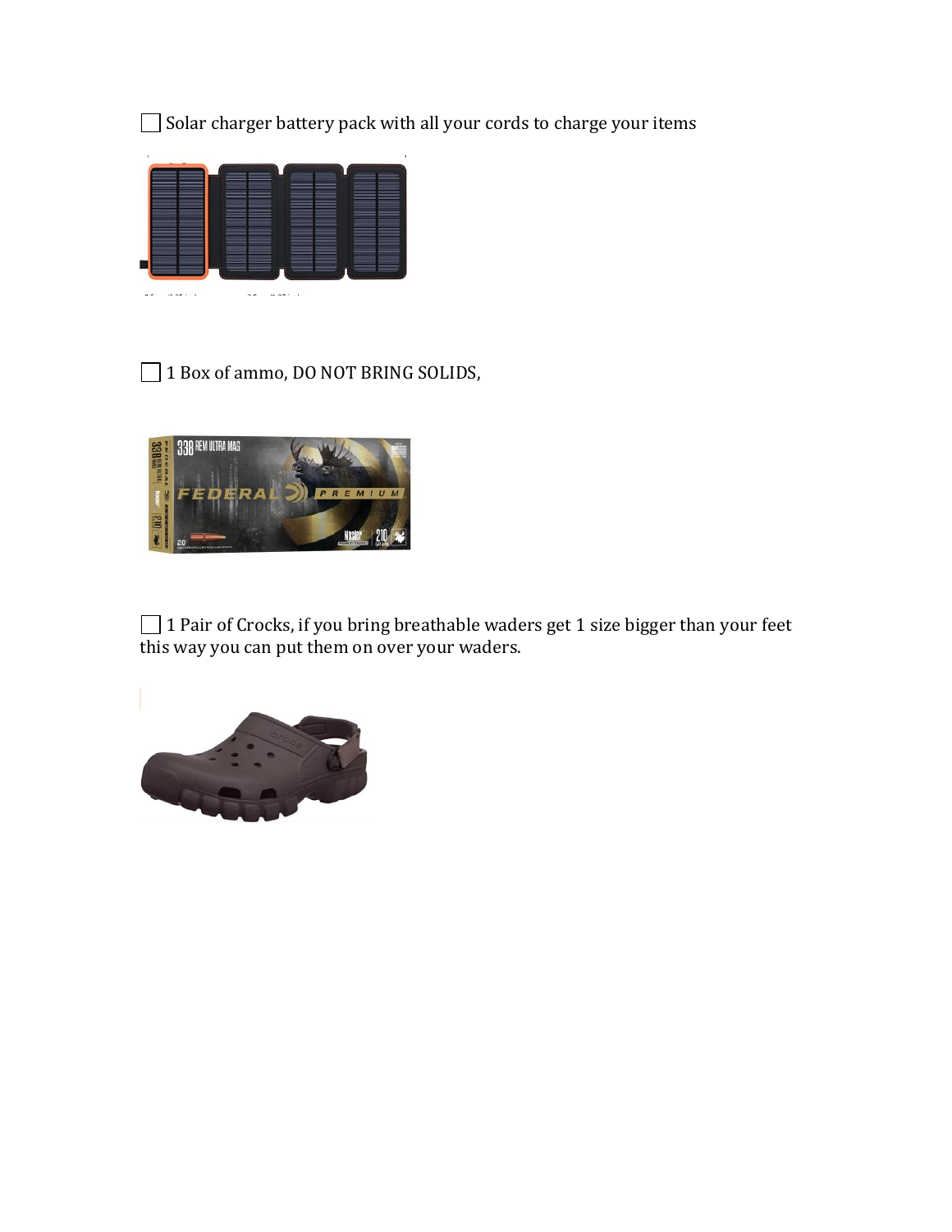- [ ] Solar charger battery pack with all your cords to charge your items

- [ ] 1 Box of ammo, DO NOT BRING SOLIDS,

- [ ] 1 Pair of Crocks, if you bring breathable waders get 1 size bigger than your feet this way you can put them on over your waders.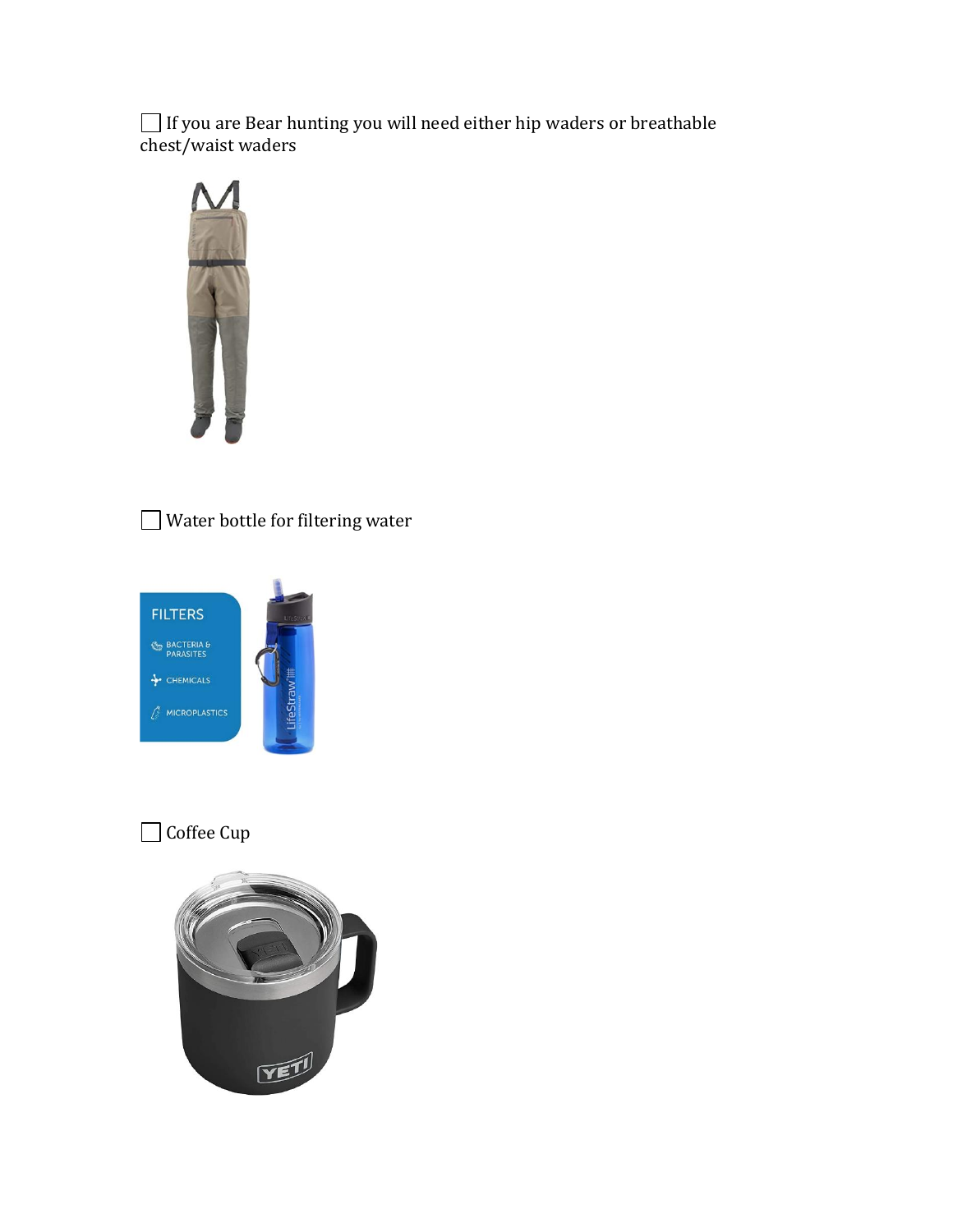- [ ] If you are Bear hunting you will need either hip waders or breathable chest/waist waders

- [ ] Water bottle for filtering water

- [ ] Coffee Cup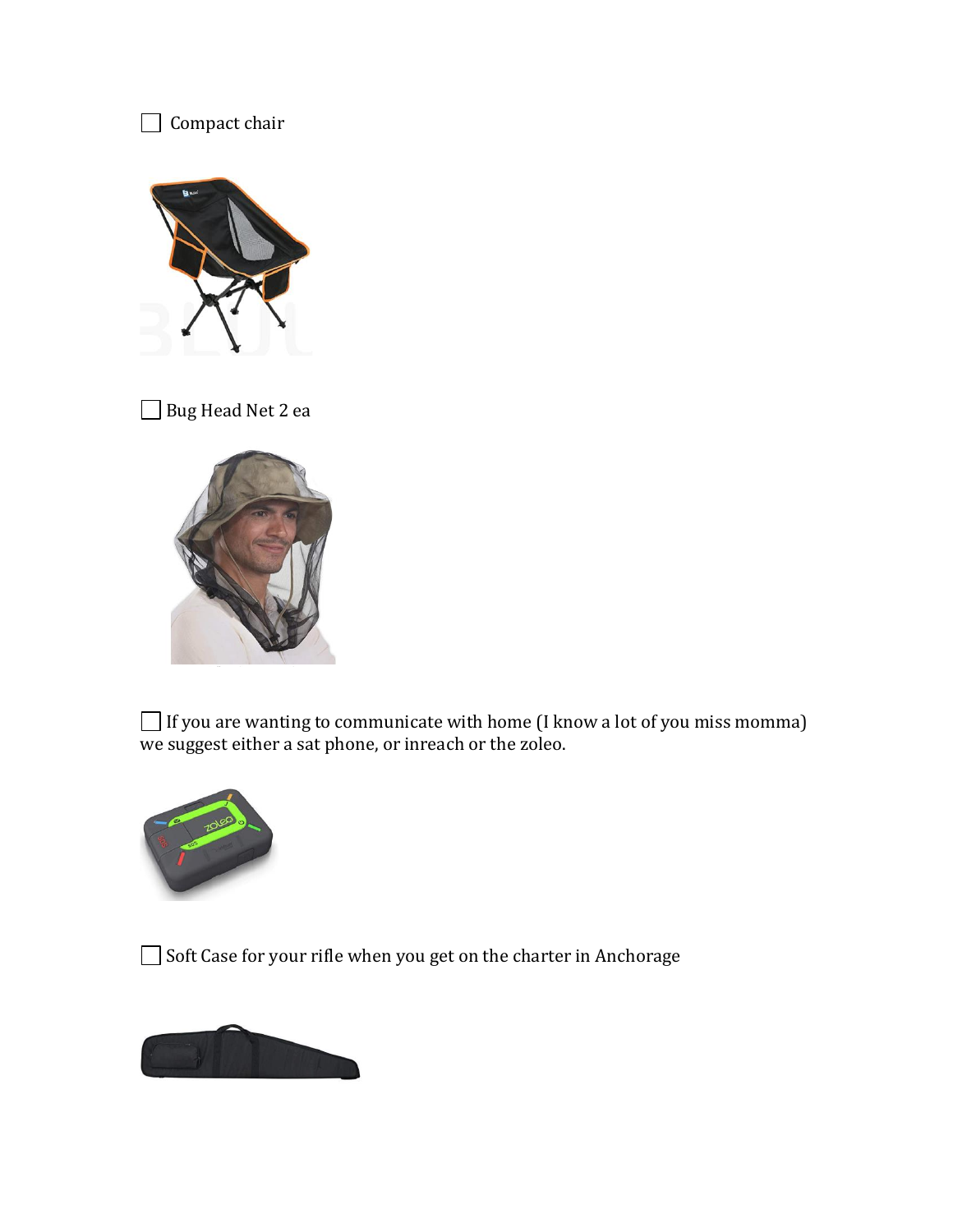- [ ] Compact chair

- [ ] Bug Head Net 2 ea

- [ ] If you are wanting to communicate with home (I know a lot of you miss momma) we suggest either a sat phone, or inreach or the zoleo.

- [ ] Soft Case for your rifle when you get on the charter in Anchorage